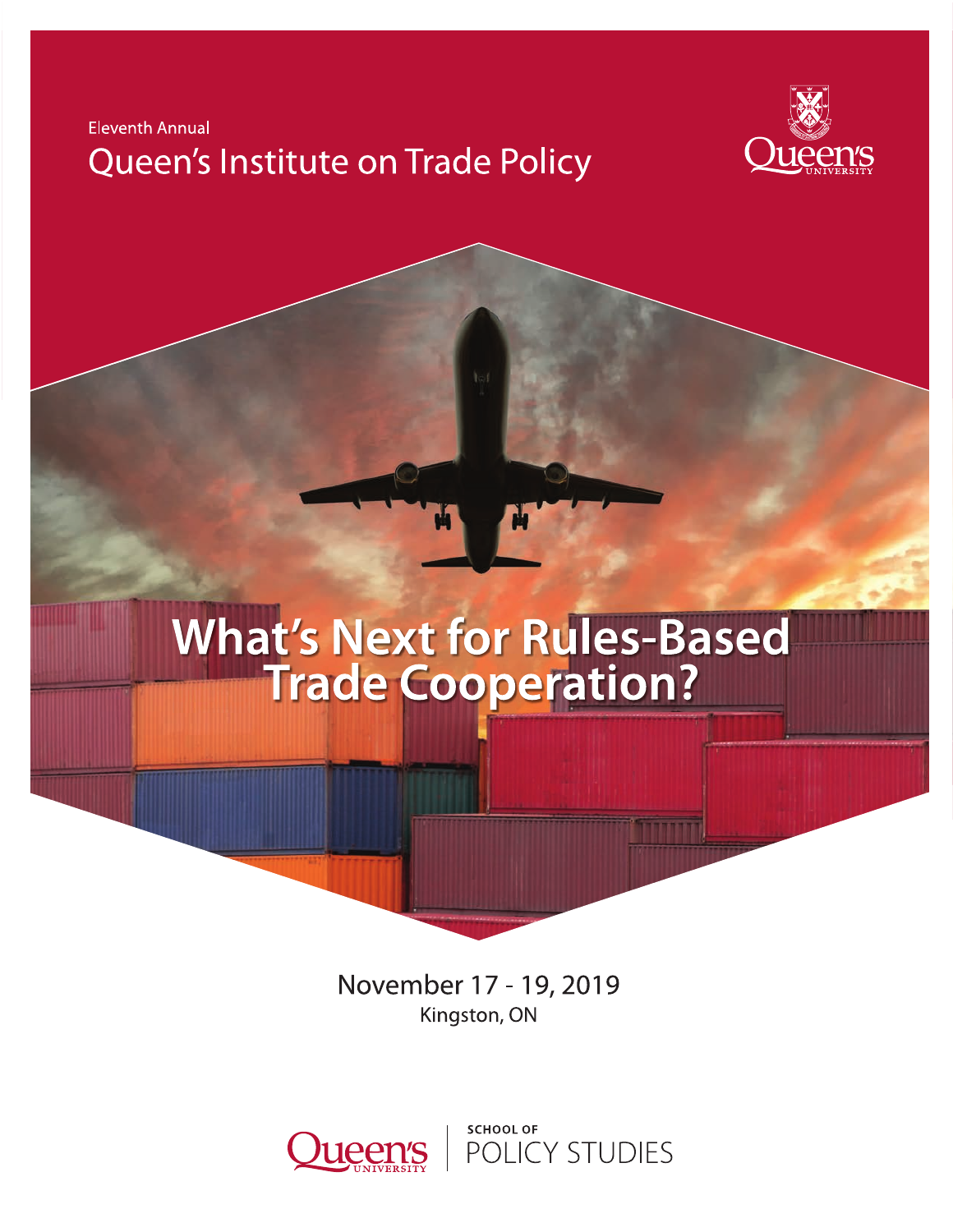Eleventh Annual

# Queen's Institute on Trade Policy

# What's Next for Rules-Based Trade Cooperation?

November 17 - 19, 2019

Kingston, ON

Queen's University | SCHOOL OF POLICY STUDIES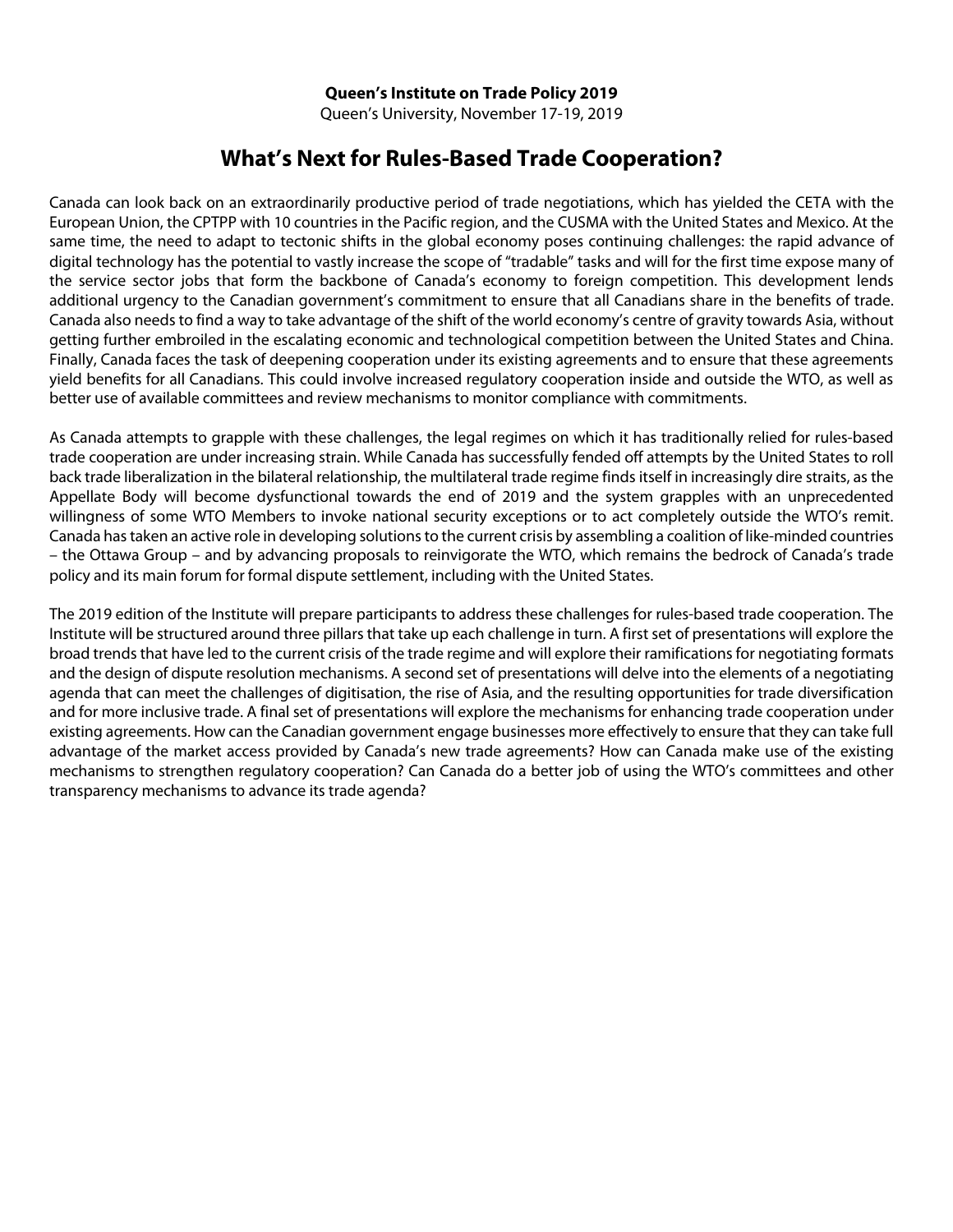**Queen's Institute on Trade Policy 2019**

Queen's University, November 17-19, 2019

# What's Next for Rules-Based Trade Cooperation?

Canada can look back on an extraordinarily productive period of trade negotiations, which has yielded the CETA with the European Union, the CPTPP with 10 countries in the Pacific region, and the CUSMA with the United States and Mexico. At the same time, the need to adapt to tectonic shifts in the global economy poses continuing challenges: the rapid advance of digital technology has the potential to vastly increase the scope of "tradable" tasks and will for the first time expose many of the service sector jobs that form the backbone of Canada's economy to foreign competition. This development lends additional urgency to the Canadian government's commitment to ensure that all Canadians share in the benefits of trade. Canada also needs to find a way to take advantage of the shift of the world economy's centre of gravity towards Asia, without getting further embroiled in the escalating economic and technological competition between the United States and China. Finally, Canada faces the task of deepening cooperation under its existing agreements and to ensure that these agreements yield benefits for all Canadians. This could involve increased regulatory cooperation inside and outside the WTO, as well as better use of available committees and review mechanisms to monitor compliance with commitments.

As Canada attempts to grapple with these challenges, the legal regimes on which it has traditionally relied for rules-based trade cooperation are under increasing strain. While Canada has successfully fended off attempts by the United States to roll back trade liberalization in the bilateral relationship, the multilateral trade regime finds itself in increasingly dire straits, as the Appellate Body will become dysfunctional towards the end of 2019 and the system grapples with an unprecedented willingness of some WTO Members to invoke national security exceptions or to act completely outside the WTO's remit. Canada has taken an active role in developing solutions to the current crisis by assembling a coalition of like-minded countries – the Ottawa Group – and by advancing proposals to reinvigorate the WTO, which remains the bedrock of Canada's trade policy and its main forum for formal dispute settlement, including with the United States.

The 2019 edition of the Institute will prepare participants to address these challenges for rules-based trade cooperation. The Institute will be structured around three pillars that take up each challenge in turn. A first set of presentations will explore the broad trends that have led to the current crisis of the trade regime and will explore their ramifications for negotiating formats and the design of dispute resolution mechanisms. A second set of presentations will delve into the elements of a negotiating agenda that can meet the challenges of digitisation, the rise of Asia, and the resulting opportunities for trade diversification and for more inclusive trade. A final set of presentations will explore the mechanisms for enhancing trade cooperation under existing agreements. How can the Canadian government engage businesses more effectively to ensure that they can take full advantage of the market access provided by Canada's new trade agreements? How can Canada make use of the existing mechanisms to strengthen regulatory cooperation? Can Canada do a better job of using the WTO's committees and other transparency mechanisms to advance its trade agenda?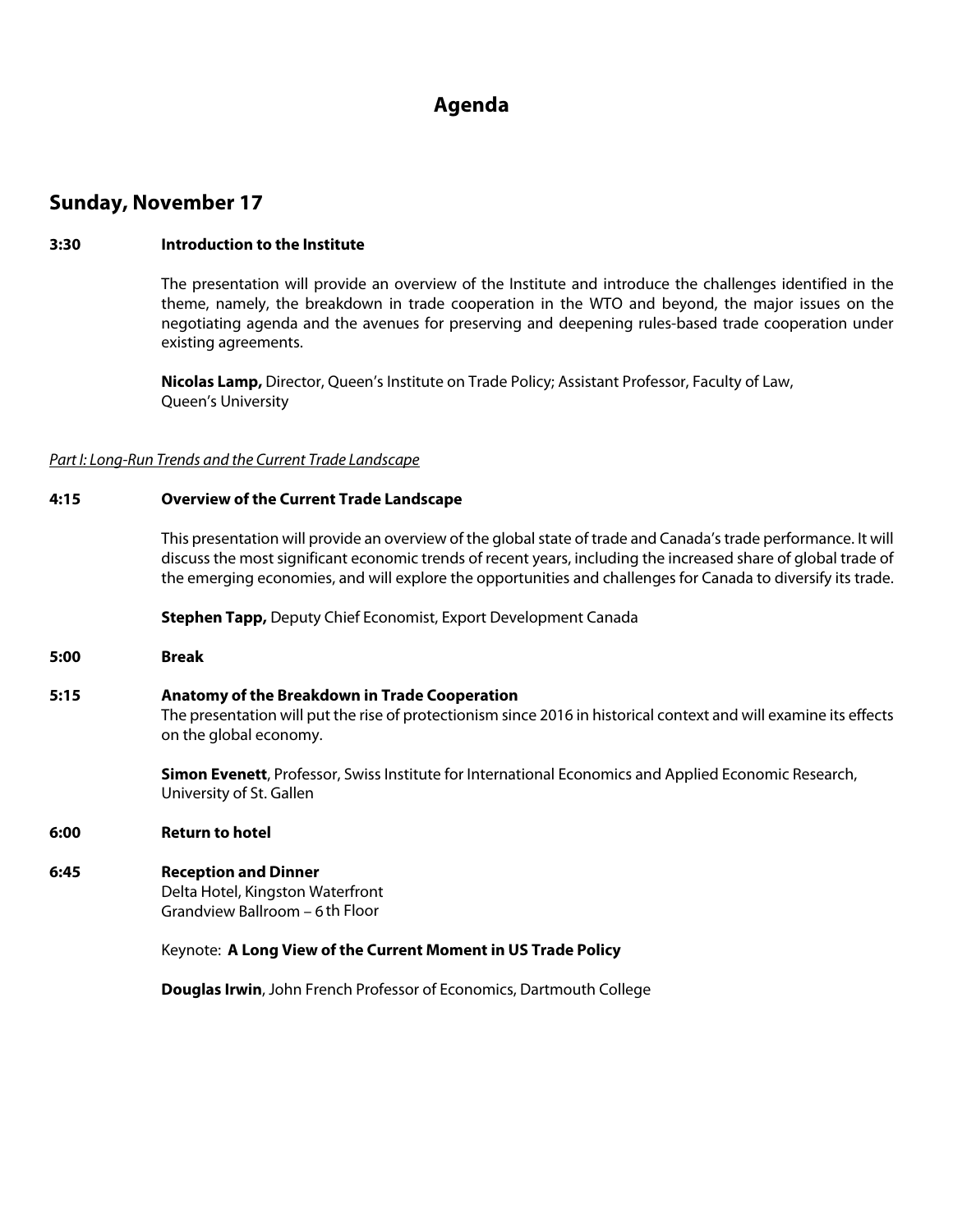# Agenda

## Sunday, November 17

**3:30** **Introduction to the Institute**

The presentation will provide an overview of the Institute and introduce the challenges identified in the theme, namely, the breakdown in trade cooperation in the WTO and beyond, the major issues on the negotiating agenda and the avenues for preserving and deepening rules-based trade cooperation under existing agreements.

**Nicolas Lamp,** Director, Queen's Institute on Trade Policy; Assistant Professor, Faculty of Law, Queen's University

*Part I: Long-Run Trends and the Current Trade Landscape*

**4:15** **Overview of the Current Trade Landscape**

This presentation will provide an overview of the global state of trade and Canada's trade performance. It will discuss the most significant economic trends of recent years, including the increased share of global trade of the emerging economies, and will explore the opportunities and challenges for Canada to diversify its trade.

**Stephen Tapp,** Deputy Chief Economist, Export Development Canada

**5:00** **Break**

**5:15** **Anatomy of the Breakdown in Trade Cooperation**

The presentation will put the rise of protectionism since 2016 in historical context and will examine its effects on the global economy.

**Simon Evenett**, Professor, Swiss Institute for International Economics and Applied Economic Research, University of St. Gallen

**6:00** **Return to hotel**

**6:45** **Reception and Dinner**

Delta Hotel, Kingston Waterfront
Grandview Ballroom – 6th Floor

Keynote: **A Long View of the Current Moment in US Trade Policy**

**Douglas Irwin**, John French Professor of Economics, Dartmouth College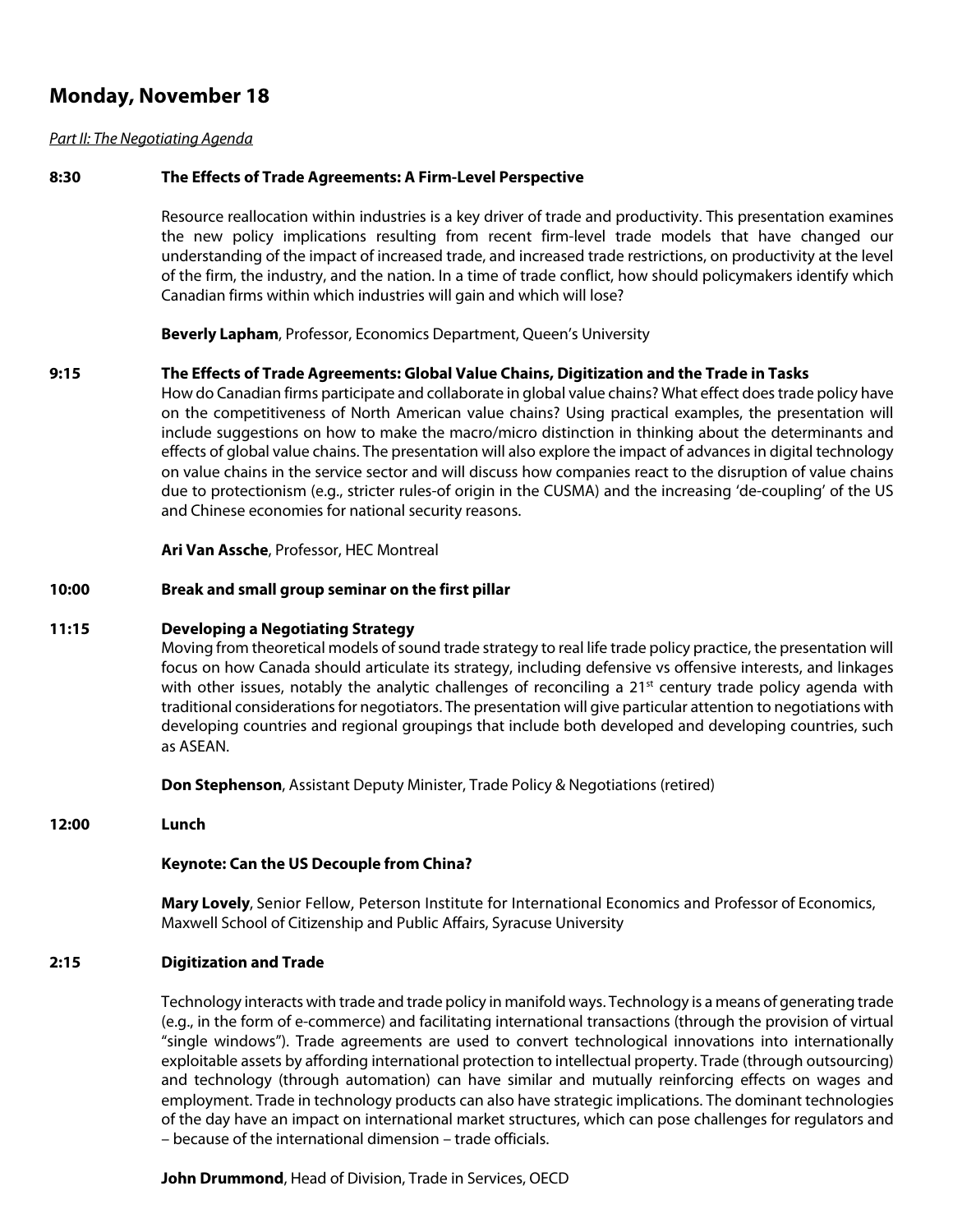## Monday, November 18

*Part II: The Negotiating Agenda*

**8:30 The Effects of Trade Agreements: A Firm-Level Perspective**

Resource reallocation within industries is a key driver of trade and productivity. This presentation examines the new policy implications resulting from recent firm-level trade models that have changed our understanding of the impact of increased trade, and increased trade restrictions, on productivity at the level of the firm, the industry, and the nation. In a time of trade conflict, how should policymakers identify which Canadian firms within which industries will gain and which will lose?

**Beverly Lapham**, Professor, Economics Department, Queen's University

**9:15 The Effects of Trade Agreements: Global Value Chains, Digitization and the Trade in Tasks**

How do Canadian firms participate and collaborate in global value chains? What effect does trade policy have on the competitiveness of North American value chains? Using practical examples, the presentation will include suggestions on how to make the macro/micro distinction in thinking about the determinants and effects of global value chains. The presentation will also explore the impact of advances in digital technology on value chains in the service sector and will discuss how companies react to the disruption of value chains due to protectionism (e.g., stricter rules-of origin in the CUSMA) and the increasing 'de-coupling' of the US and Chinese economies for national security reasons.

**Ari Van Assche**, Professor, HEC Montreal

**10:00 Break and small group seminar on the first pillar**

**11:15 Developing a Negotiating Strategy**

Moving from theoretical models of sound trade strategy to real life trade policy practice, the presentation will focus on how Canada should articulate its strategy, including defensive vs offensive interests, and linkages with other issues, notably the analytic challenges of reconciling a 21st century trade policy agenda with traditional considerations for negotiators. The presentation will give particular attention to negotiations with developing countries and regional groupings that include both developed and developing countries, such as ASEAN.

**Don Stephenson**, Assistant Deputy Minister, Trade Policy & Negotiations (retired)

**12:00 Lunch**

**Keynote: Can the US Decouple from China?**

**Mary Lovely**, Senior Fellow, Peterson Institute for International Economics and Professor of Economics, Maxwell School of Citizenship and Public Affairs, Syracuse University

**2:15 Digitization and Trade**

Technology interacts with trade and trade policy in manifold ways. Technology is a means of generating trade (e.g., in the form of e-commerce) and facilitating international transactions (through the provision of virtual "single windows"). Trade agreements are used to convert technological innovations into internationally exploitable assets by affording international protection to intellectual property. Trade (through outsourcing) and technology (through automation) can have similar and mutually reinforcing effects on wages and employment. Trade in technology products can also have strategic implications. The dominant technologies of the day have an impact on international market structures, which can pose challenges for regulators and – because of the international dimension – trade officials.

**John Drummond**, Head of Division, Trade in Services, OECD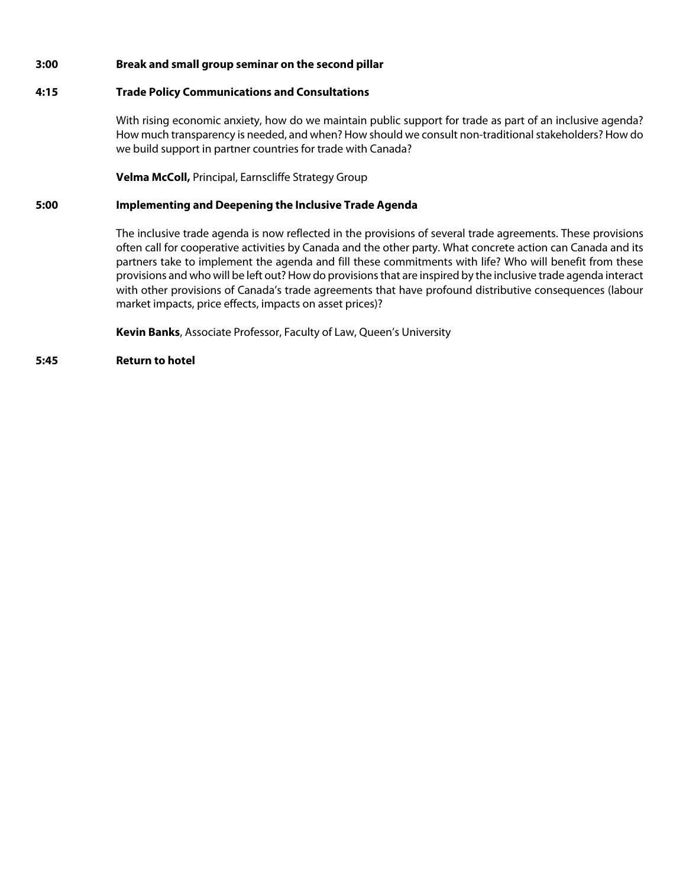**3:00** **Break and small group seminar on the second pillar**

**4:15** **Trade Policy Communications and Consultations**

With rising economic anxiety, how do we maintain public support for trade as part of an inclusive agenda? How much transparency is needed, and when? How should we consult non-traditional stakeholders? How do we build support in partner countries for trade with Canada?

**Velma McColl,** Principal, Earnscliffe Strategy Group

**5:00** **Implementing and Deepening the Inclusive Trade Agenda**

The inclusive trade agenda is now reflected in the provisions of several trade agreements. These provisions often call for cooperative activities by Canada and the other party. What concrete action can Canada and its partners take to implement the agenda and fill these commitments with life? Who will benefit from these provisions and who will be left out? How do provisions that are inspired by the inclusive trade agenda interact with other provisions of Canada's trade agreements that have profound distributive consequences (labour market impacts, price effects, impacts on asset prices)?

**Kevin Banks**, Associate Professor, Faculty of Law, Queen's University

**5:45** **Return to hotel**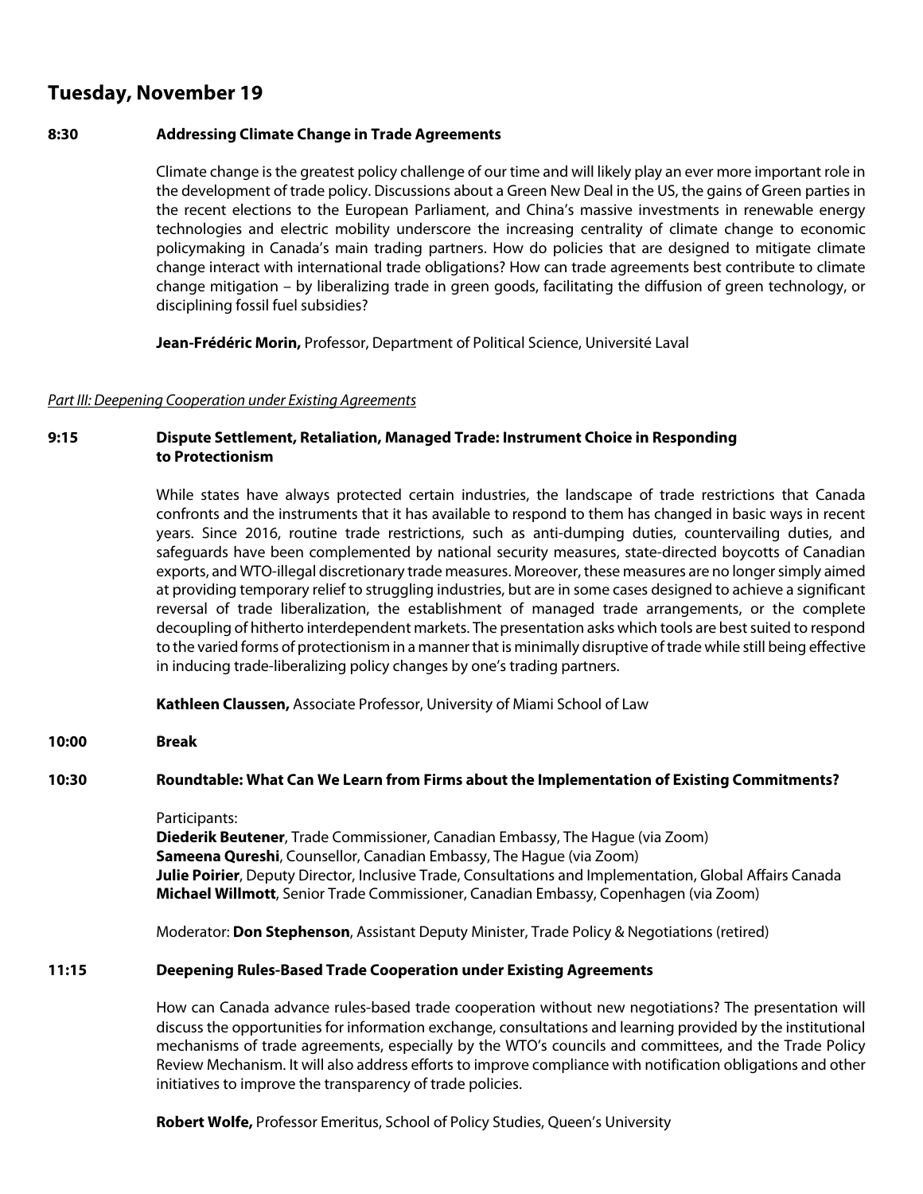## Tuesday, November 19

**8:30 Addressing Climate Change in Trade Agreements**

Climate change is the greatest policy challenge of our time and will likely play an ever more important role in the development of trade policy. Discussions about a Green New Deal in the US, the gains of Green parties in the recent elections to the European Parliament, and China's massive investments in renewable energy technologies and electric mobility underscore the increasing centrality of climate change to economic policymaking in Canada's main trading partners. How do policies that are designed to mitigate climate change interact with international trade obligations? How can trade agreements best contribute to climate change mitigation – by liberalizing trade in green goods, facilitating the diffusion of green technology, or disciplining fossil fuel subsidies?

**Jean-Frédéric Morin,** Professor, Department of Political Science, Université Laval

*Part III: Deepening Cooperation under Existing Agreements*

**9:15 Dispute Settlement, Retaliation, Managed Trade: Instrument Choice in Responding to Protectionism**

While states have always protected certain industries, the landscape of trade restrictions that Canada confronts and the instruments that it has available to respond to them has changed in basic ways in recent years. Since 2016, routine trade restrictions, such as anti-dumping duties, countervailing duties, and safeguards have been complemented by national security measures, state-directed boycotts of Canadian exports, and WTO-illegal discretionary trade measures. Moreover, these measures are no longer simply aimed at providing temporary relief to struggling industries, but are in some cases designed to achieve a significant reversal of trade liberalization, the establishment of managed trade arrangements, or the complete decoupling of hitherto interdependent markets. The presentation asks which tools are best suited to respond to the varied forms of protectionism in a manner that is minimally disruptive of trade while still being effective in inducing trade-liberalizing policy changes by one's trading partners.

**Kathleen Claussen,** Associate Professor, University of Miami School of Law

**10:00 Break**

**10:30 Roundtable: What Can We Learn from Firms about the Implementation of Existing Commitments?**

Participants:
**Diederik Beutener**, Trade Commissioner, Canadian Embassy, The Hague (via Zoom)
**Sameena Qureshi**, Counsellor, Canadian Embassy, The Hague (via Zoom)
**Julie Poirier**, Deputy Director, Inclusive Trade, Consultations and Implementation, Global Affairs Canada
**Michael Willmott**, Senior Trade Commissioner, Canadian Embassy, Copenhagen (via Zoom)

Moderator: **Don Stephenson**, Assistant Deputy Minister, Trade Policy & Negotiations (retired)

**11:15 Deepening Rules-Based Trade Cooperation under Existing Agreements**

How can Canada advance rules-based trade cooperation without new negotiations? The presentation will discuss the opportunities for information exchange, consultations and learning provided by the institutional mechanisms of trade agreements, especially by the WTO's councils and committees, and the Trade Policy Review Mechanism. It will also address efforts to improve compliance with notification obligations and other initiatives to improve the transparency of trade policies.

**Robert Wolfe,** Professor Emeritus, School of Policy Studies, Queen's University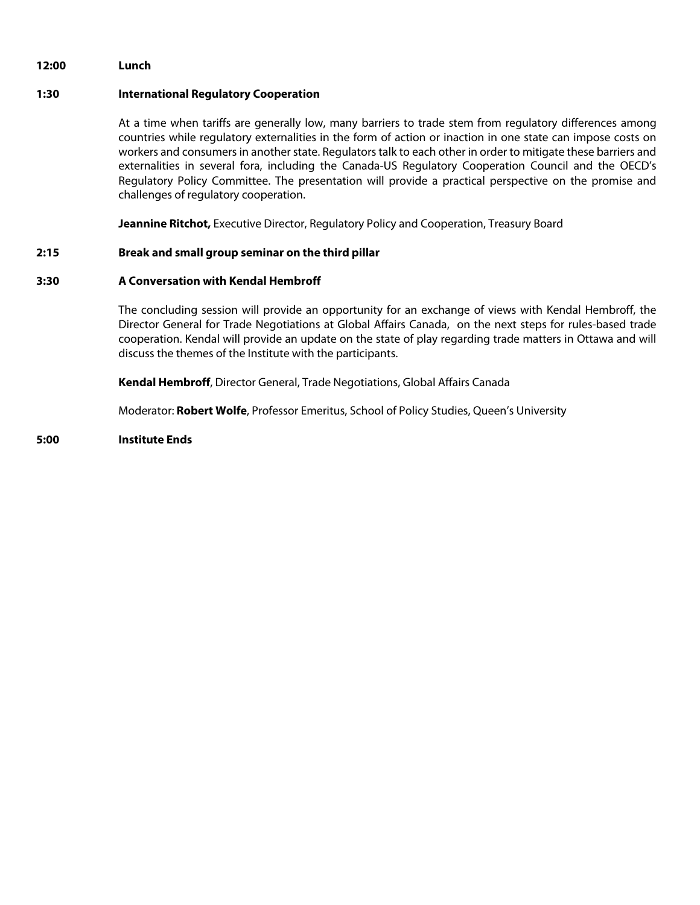**12:00 Lunch**

**1:30 International Regulatory Cooperation**

At a time when tariffs are generally low, many barriers to trade stem from regulatory differences among countries while regulatory externalities in the form of action or inaction in one state can impose costs on workers and consumers in another state. Regulators talk to each other in order to mitigate these barriers and externalities in several fora, including the Canada-US Regulatory Cooperation Council and the OECD's Regulatory Policy Committee. The presentation will provide a practical perspective on the promise and challenges of regulatory cooperation.

**Jeannine Ritchot,** Executive Director, Regulatory Policy and Cooperation, Treasury Board

**2:15 Break and small group seminar on the third pillar**

**3:30 A Conversation with Kendal Hembroff**

The concluding session will provide an opportunity for an exchange of views with Kendal Hembroff, the Director General for Trade Negotiations at Global Affairs Canada, on the next steps for rules-based trade cooperation. Kendal will provide an update on the state of play regarding trade matters in Ottawa and will discuss the themes of the Institute with the participants.

**Kendal Hembroff**, Director General, Trade Negotiations, Global Affairs Canada

Moderator: **Robert Wolfe**, Professor Emeritus, School of Policy Studies, Queen's University

**5:00 Institute Ends**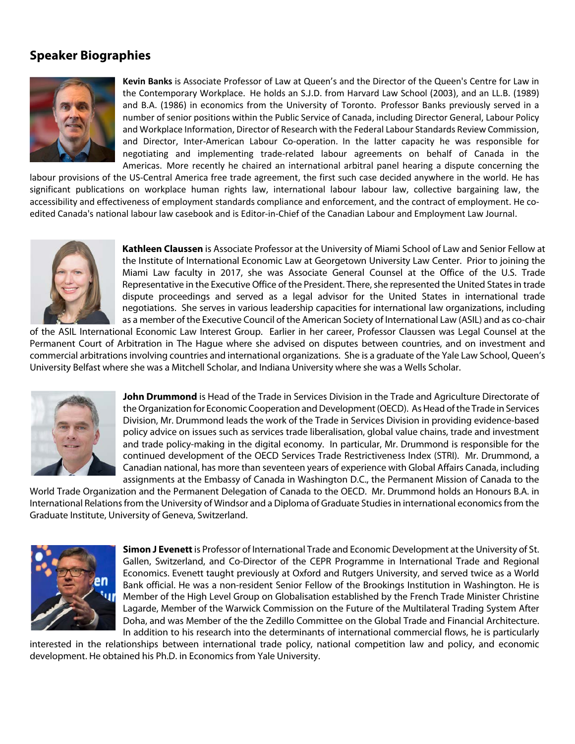## Speaker Biographies

**Kevin Banks** is Associate Professor of Law at Queen's and the Director of the Queen's Centre for Law in the Contemporary Workplace. He holds an S.J.D. from Harvard Law School (2003), and an LL.B. (1989) and B.A. (1986) in economics from the University of Toronto. Professor Banks previously served in a number of senior positions within the Public Service of Canada, including Director General, Labour Policy and Workplace Information, Director of Research with the Federal Labour Standards Review Commission, and Director, Inter-American Labour Co-operation. In the latter capacity he was responsible for negotiating and implementing trade-related labour agreements on behalf of Canada in the Americas. More recently he chaired an international arbitral panel hearing a dispute concerning the labour provisions of the US-Central America free trade agreement, the first such case decided anywhere in the world. He has significant publications on workplace human rights law, international labour labour law, collective bargaining law, the accessibility and effectiveness of employment standards compliance and enforcement, and the contract of employment. He co-edited Canada's national labour law casebook and is Editor-in-Chief of the Canadian Labour and Employment Law Journal.

**Kathleen Claussen** is Associate Professor at the University of Miami School of Law and Senior Fellow at the Institute of International Economic Law at Georgetown University Law Center. Prior to joining the Miami Law faculty in 2017, she was Associate General Counsel at the Office of the U.S. Trade Representative in the Executive Office of the President. There, she represented the United States in trade dispute proceedings and served as a legal advisor for the United States in international trade negotiations. She serves in various leadership capacities for international law organizations, including as a member of the Executive Council of the American Society of International Law (ASIL) and as co-chair of the ASIL International Economic Law Interest Group. Earlier in her career, Professor Claussen was Legal Counsel at the Permanent Court of Arbitration in The Hague where she advised on disputes between countries, and on investment and commercial arbitrations involving countries and international organizations. She is a graduate of the Yale Law School, Queen's University Belfast where she was a Mitchell Scholar, and Indiana University where she was a Wells Scholar.

**John Drummond** is Head of the Trade in Services Division in the Trade and Agriculture Directorate of the Organization for Economic Cooperation and Development (OECD). As Head of the Trade in Services Division, Mr. Drummond leads the work of the Trade in Services Division in providing evidence-based policy advice on issues such as services trade liberalisation, global value chains, trade and investment and trade policy-making in the digital economy. In particular, Mr. Drummond is responsible for the continued development of the OECD Services Trade Restrictiveness Index (STRI). Mr. Drummond, a Canadian national, has more than seventeen years of experience with Global Affairs Canada, including assignments at the Embassy of Canada in Washington D.C., the Permanent Mission of Canada to the World Trade Organization and the Permanent Delegation of Canada to the OECD. Mr. Drummond holds an Honours B.A. in International Relations from the University of Windsor and a Diploma of Graduate Studies in international economics from the Graduate Institute, University of Geneva, Switzerland.

**Simon J Evenett** is Professor of International Trade and Economic Development at the University of St. Gallen, Switzerland, and Co-Director of the CEPR Programme in International Trade and Regional Economics. Evenett taught previously at Oxford and Rutgers University, and served twice as a World Bank official. He was a non-resident Senior Fellow of the Brookings Institution in Washington. He is Member of the High Level Group on Globalisation established by the French Trade Minister Christine Lagarde, Member of the Warwick Commission on the Future of the Multilateral Trading System After Doha, and was Member of the the Zedillo Committee on the Global Trade and Financial Architecture. In addition to his research into the determinants of international commercial flows, he is particularly interested in the relationships between international trade policy, national competition law and policy, and economic development. He obtained his Ph.D. in Economics from Yale University.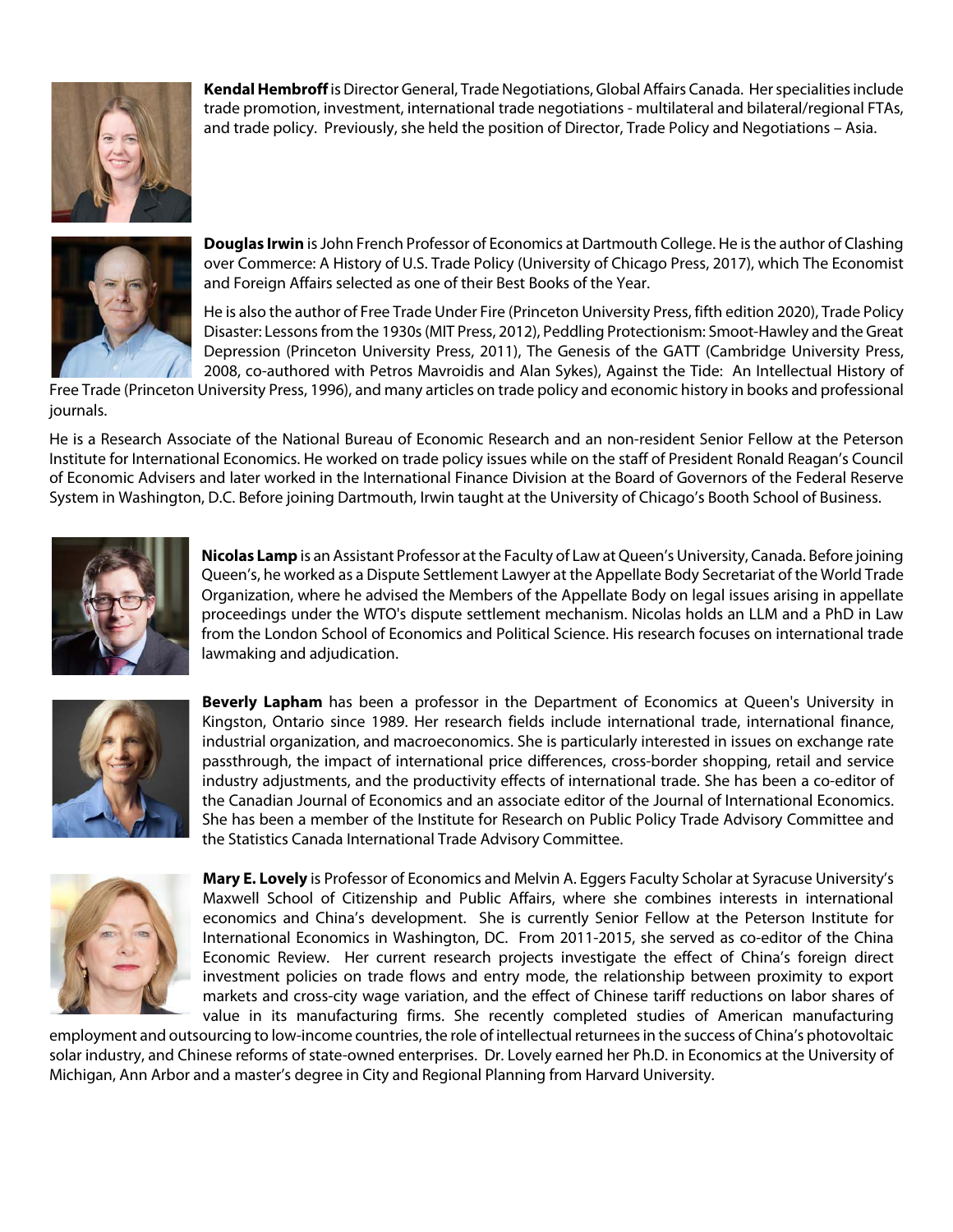**Kendal Hembroff** is Director General, Trade Negotiations, Global Affairs Canada. Her specialities include trade promotion, investment, international trade negotiations - multilateral and bilateral/regional FTAs, and trade policy. Previously, she held the position of Director, Trade Policy and Negotiations – Asia.

**Douglas Irwin** is John French Professor of Economics at Dartmouth College. He is the author of Clashing over Commerce: A History of U.S. Trade Policy (University of Chicago Press, 2017), which The Economist and Foreign Affairs selected as one of their Best Books of the Year.

He is also the author of Free Trade Under Fire (Princeton University Press, fifth edition 2020), Trade Policy Disaster: Lessons from the 1930s (MIT Press, 2012), Peddling Protectionism: Smoot-Hawley and the Great Depression (Princeton University Press, 2011), The Genesis of the GATT (Cambridge University Press, 2008, co-authored with Petros Mavroidis and Alan Sykes), Against the Tide: An Intellectual History of Free Trade (Princeton University Press, 1996), and many articles on trade policy and economic history in books and professional journals.

He is a Research Associate of the National Bureau of Economic Research and an non-resident Senior Fellow at the Peterson Institute for International Economics. He worked on trade policy issues while on the staff of President Ronald Reagan's Council of Economic Advisers and later worked in the International Finance Division at the Board of Governors of the Federal Reserve System in Washington, D.C. Before joining Dartmouth, Irwin taught at the University of Chicago's Booth School of Business.

**Nicolas Lamp** is an Assistant Professor at the Faculty of Law at Queen's University, Canada. Before joining Queen's, he worked as a Dispute Settlement Lawyer at the Appellate Body Secretariat of the World Trade Organization, where he advised the Members of the Appellate Body on legal issues arising in appellate proceedings under the WTO's dispute settlement mechanism. Nicolas holds an LLM and a PhD in Law from the London School of Economics and Political Science. His research focuses on international trade lawmaking and adjudication.

**Beverly Lapham** has been a professor in the Department of Economics at Queen's University in Kingston, Ontario since 1989. Her research fields include international trade, international finance, industrial organization, and macroeconomics. She is particularly interested in issues on exchange rate passthrough, the impact of international price differences, cross-border shopping, retail and service industry adjustments, and the productivity effects of international trade. She has been a co-editor of the Canadian Journal of Economics and an associate editor of the Journal of International Economics. She has been a member of the Institute for Research on Public Policy Trade Advisory Committee and the Statistics Canada International Trade Advisory Committee.

**Mary E. Lovely** is Professor of Economics and Melvin A. Eggers Faculty Scholar at Syracuse University's Maxwell School of Citizenship and Public Affairs, where she combines interests in international economics and China's development. She is currently Senior Fellow at the Peterson Institute for International Economics in Washington, DC. From 2011-2015, she served as co-editor of the China Economic Review. Her current research projects investigate the effect of China's foreign direct investment policies on trade flows and entry mode, the relationship between proximity to export markets and cross-city wage variation, and the effect of Chinese tariff reductions on labor shares of value in its manufacturing firms. She recently completed studies of American manufacturing employment and outsourcing to low-income countries, the role of intellectual returnees in the success of China's photovoltaic solar industry, and Chinese reforms of state-owned enterprises. Dr. Lovely earned her Ph.D. in Economics at the University of Michigan, Ann Arbor and a master's degree in City and Regional Planning from Harvard University.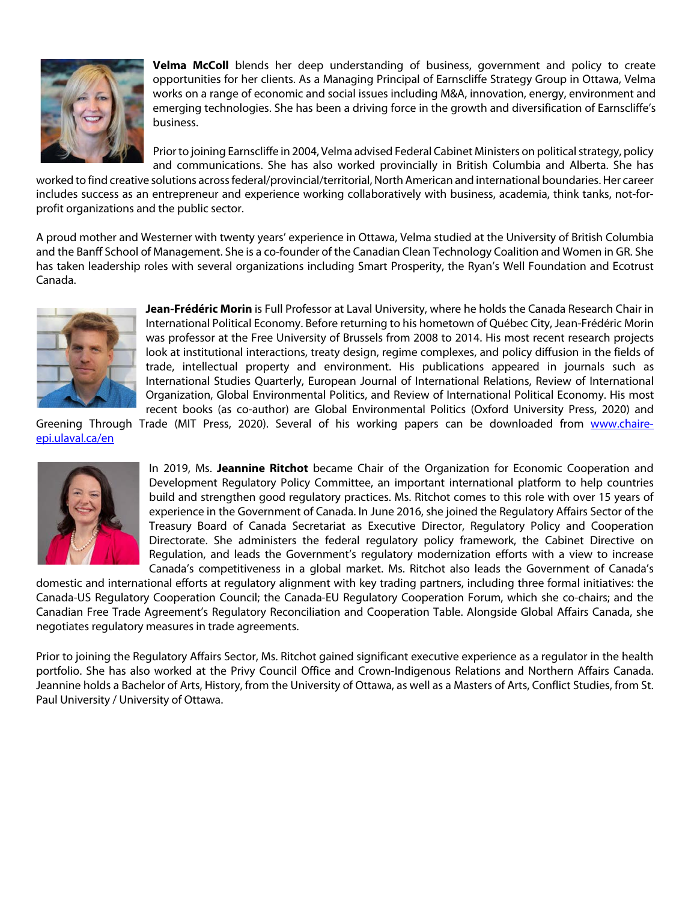**Velma McColl** blends her deep understanding of business, government and policy to create opportunities for her clients. As a Managing Principal of Earnscliffe Strategy Group in Ottawa, Velma works on a range of economic and social issues including M&A, innovation, energy, environment and emerging technologies. She has been a driving force in the growth and diversification of Earnscliffe's business.

Prior to joining Earnscliffe in 2004, Velma advised Federal Cabinet Ministers on political strategy, policy and communications. She has also worked provincially in British Columbia and Alberta. She has worked to find creative solutions across federal/provincial/territorial, North American and international boundaries. Her career includes success as an entrepreneur and experience working collaboratively with business, academia, think tanks, not-for-profit organizations and the public sector.

A proud mother and Westerner with twenty years' experience in Ottawa, Velma studied at the University of British Columbia and the Banff School of Management. She is a co-founder of the Canadian Clean Technology Coalition and Women in GR. She has taken leadership roles with several organizations including Smart Prosperity, the Ryan's Well Foundation and Ecotrust Canada.

**Jean-Frédéric Morin** is Full Professor at Laval University, where he holds the Canada Research Chair in International Political Economy. Before returning to his hometown of Québec City, Jean-Frédéric Morin was professor at the Free University of Brussels from 2008 to 2014. His most recent research projects look at institutional interactions, treaty design, regime complexes, and policy diffusion in the fields of trade, intellectual property and environment. His publications appeared in journals such as International Studies Quarterly, European Journal of International Relations, Review of International Organization, Global Environmental Politics, and Review of International Political Economy. His most recent books (as co-author) are Global Environmental Politics (Oxford University Press, 2020) and Greening Through Trade (MIT Press, 2020). Several of his working papers can be downloaded from [www.chaire-epi.ulaval.ca/en](www.chaire-epi.ulaval.ca/en)

In 2019, Ms. **Jeannine Ritchot** became Chair of the Organization for Economic Cooperation and Development Regulatory Policy Committee, an important international platform to help countries build and strengthen good regulatory practices. Ms. Ritchot comes to this role with over 15 years of experience in the Government of Canada. In June 2016, she joined the Regulatory Affairs Sector of the Treasury Board of Canada Secretariat as Executive Director, Regulatory Policy and Cooperation Directorate. She administers the federal regulatory policy framework, the Cabinet Directive on Regulation, and leads the Government's regulatory modernization efforts with a view to increase Canada's competitiveness in a global market. Ms. Ritchot also leads the Government of Canada's domestic and international efforts at regulatory alignment with key trading partners, including three formal initiatives: the Canada-US Regulatory Cooperation Council; the Canada-EU Regulatory Cooperation Forum, which she co-chairs; and the Canadian Free Trade Agreement's Regulatory Reconciliation and Cooperation Table. Alongside Global Affairs Canada, she negotiates regulatory measures in trade agreements.

Prior to joining the Regulatory Affairs Sector, Ms. Ritchot gained significant executive experience as a regulator in the health portfolio. She has also worked at the Privy Council Office and Crown-Indigenous Relations and Northern Affairs Canada. Jeannine holds a Bachelor of Arts, History, from the University of Ottawa, as well as a Masters of Arts, Conflict Studies, from St. Paul University / University of Ottawa.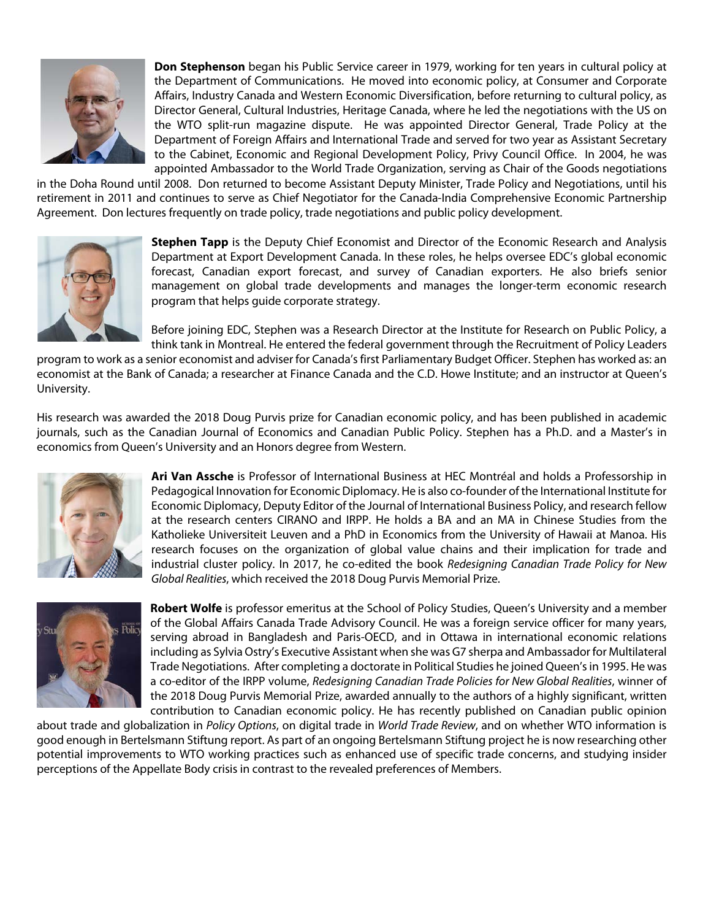**Don Stephenson** began his Public Service career in 1979, working for ten years in cultural policy at the Department of Communications. He moved into economic policy, at Consumer and Corporate Affairs, Industry Canada and Western Economic Diversification, before returning to cultural policy, as Director General, Cultural Industries, Heritage Canada, where he led the negotiations with the US on the WTO split-run magazine dispute. He was appointed Director General, Trade Policy at the Department of Foreign Affairs and International Trade and served for two year as Assistant Secretary to the Cabinet, Economic and Regional Development Policy, Privy Council Office. In 2004, he was appointed Ambassador to the World Trade Organization, serving as Chair of the Goods negotiations in the Doha Round until 2008. Don returned to become Assistant Deputy Minister, Trade Policy and Negotiations, until his retirement in 2011 and continues to serve as Chief Negotiator for the Canada-India Comprehensive Economic Partnership Agreement. Don lectures frequently on trade policy, trade negotiations and public policy development.

**Stephen Tapp** is the Deputy Chief Economist and Director of the Economic Research and Analysis Department at Export Development Canada. In these roles, he helps oversee EDC's global economic forecast, Canadian export forecast, and survey of Canadian exporters. He also briefs senior management on global trade developments and manages the longer-term economic research program that helps guide corporate strategy.

Before joining EDC, Stephen was a Research Director at the Institute for Research on Public Policy, a think tank in Montreal. He entered the federal government through the Recruitment of Policy Leaders program to work as a senior economist and adviser for Canada's first Parliamentary Budget Officer. Stephen has worked as: an economist at the Bank of Canada; a researcher at Finance Canada and the C.D. Howe Institute; and an instructor at Queen's University.

His research was awarded the 2018 Doug Purvis prize for Canadian economic policy, and has been published in academic journals, such as the Canadian Journal of Economics and Canadian Public Policy. Stephen has a Ph.D. and a Master's in economics from Queen's University and an Honors degree from Western.

**Ari Van Assche** is Professor of International Business at HEC Montréal and holds a Professorship in Pedagogical Innovation for Economic Diplomacy. He is also co-founder of the International Institute for Economic Diplomacy, Deputy Editor of the Journal of International Business Policy, and research fellow at the research centers CIRANO and IRPP. He holds a BA and an MA in Chinese Studies from the Katholieke Universiteit Leuven and a PhD in Economics from the University of Hawaii at Manoa. His research focuses on the organization of global value chains and their implication for trade and industrial cluster policy. In 2017, he co-edited the book *Redesigning Canadian Trade Policy for New Global Realities*, which received the 2018 Doug Purvis Memorial Prize.

**Robert Wolfe** is professor emeritus at the School of Policy Studies, Queen's University and a member of the Global Affairs Canada Trade Advisory Council. He was a foreign service officer for many years, serving abroad in Bangladesh and Paris-OECD, and in Ottawa in international economic relations including as Sylvia Ostry's Executive Assistant when she was G7 sherpa and Ambassador for Multilateral Trade Negotiations. After completing a doctorate in Political Studies he joined Queen's in 1995. He was a co-editor of the IRPP volume, *Redesigning Canadian Trade Policies for New Global Realities*, winner of the 2018 Doug Purvis Memorial Prize, awarded annually to the authors of a highly significant, written contribution to Canadian economic policy. He has recently published on Canadian public opinion about trade and globalization in *Policy Options*, on digital trade in *World Trade Review*, and on whether WTO information is good enough in Bertelsmann Stiftung report. As part of an ongoing Bertelsmann Stiftung project he is now researching other potential improvements to WTO working practices such as enhanced use of specific trade concerns, and studying insider perceptions of the Appellate Body crisis in contrast to the revealed preferences of Members.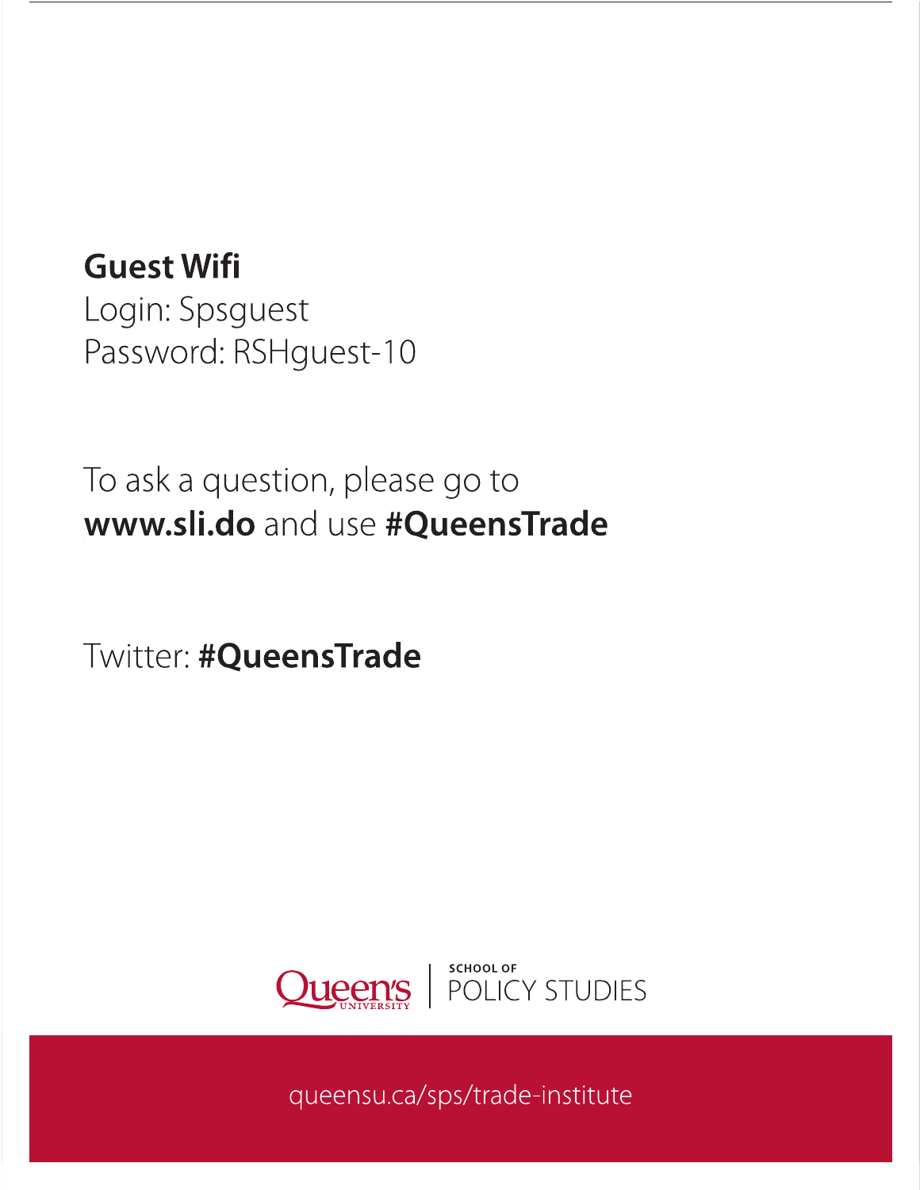**Guest Wifi**
Login: Spsguest
Password: RSHguest-10

To ask a question, please go to
**www.sli.do** and use **#QueensTrade**

Twitter: **#QueensTrade**

Queen's University | SCHOOL OF POLICY STUDIES

queensu.ca/sps/trade-institute